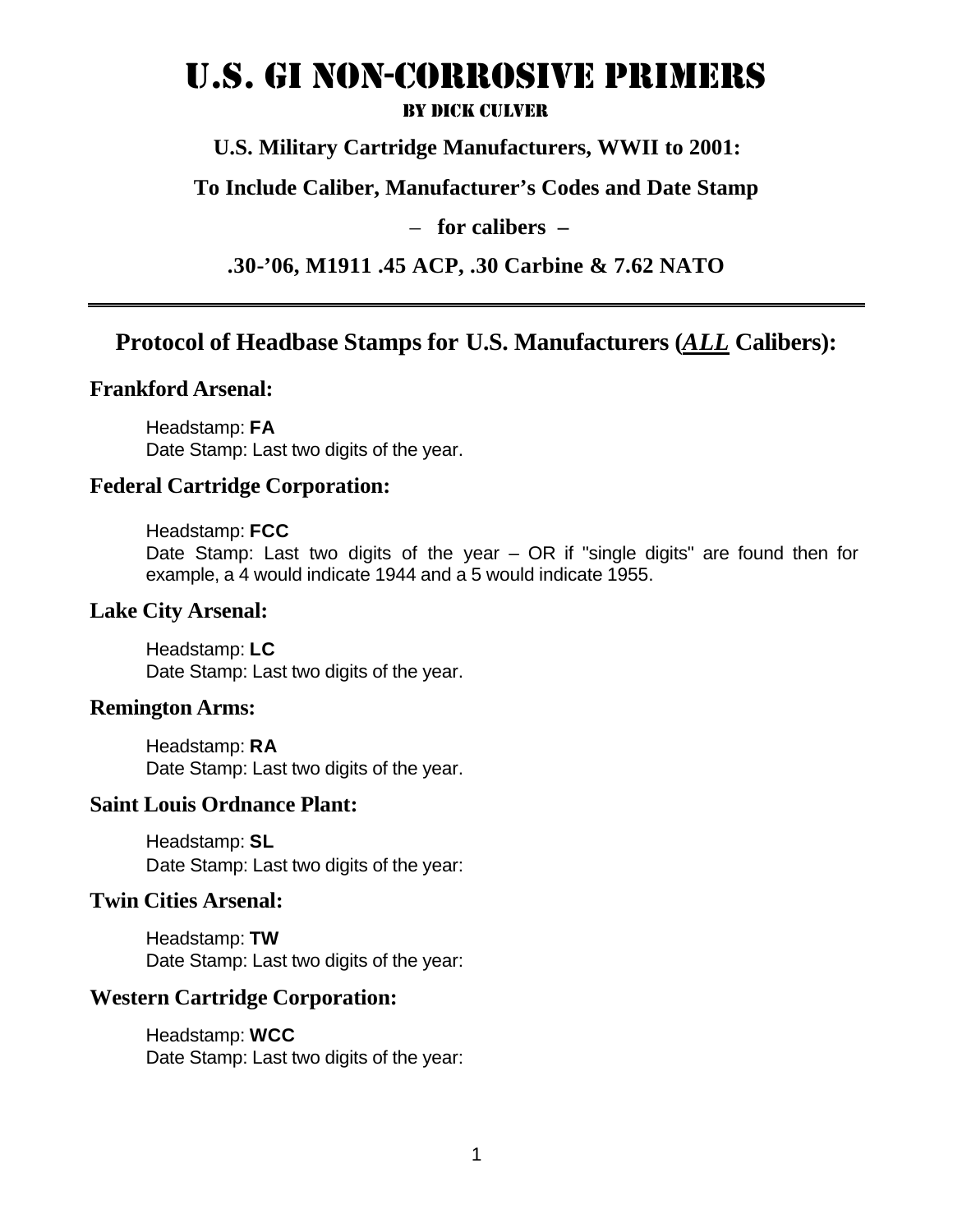# U.S. GI NON-CORROSIVE PRIMERS

BY DICK CULVER

**U.S. Military Cartridge Manufacturers, WWII to 2001:**

**To Include Caliber, Manufacturer's Codes and Date Stamp**

– **for calibers –**

**.30-'06, M1911 .45 ACP, .30 Carbine & 7.62 NATO**

---

## Protocol of Headbase Stamps for U.S. Manufacturers (*ALL* Calibers):

### Frankford Arsenal:

Headstamp: **FA**
Date Stamp: Last two digits of the year.

### Federal Cartridge Corporation:

Headstamp: **FCC**
Date Stamp: Last two digits of the year – OR if "single digits" are found then for example, a 4 would indicate 1944 and a 5 would indicate 1955.

### Lake City Arsenal:

Headstamp: **LC**
Date Stamp: Last two digits of the year.

### Remington Arms:

Headstamp: **RA**
Date Stamp: Last two digits of the year.

### Saint Louis Ordnance Plant:

Headstamp: **SL**
Date Stamp: Last two digits of the year:

### Twin Cities Arsenal:

Headstamp: **TW**
Date Stamp: Last two digits of the year:

### Western Cartridge Corporation:

Headstamp: **WCC**
Date Stamp: Last two digits of the year: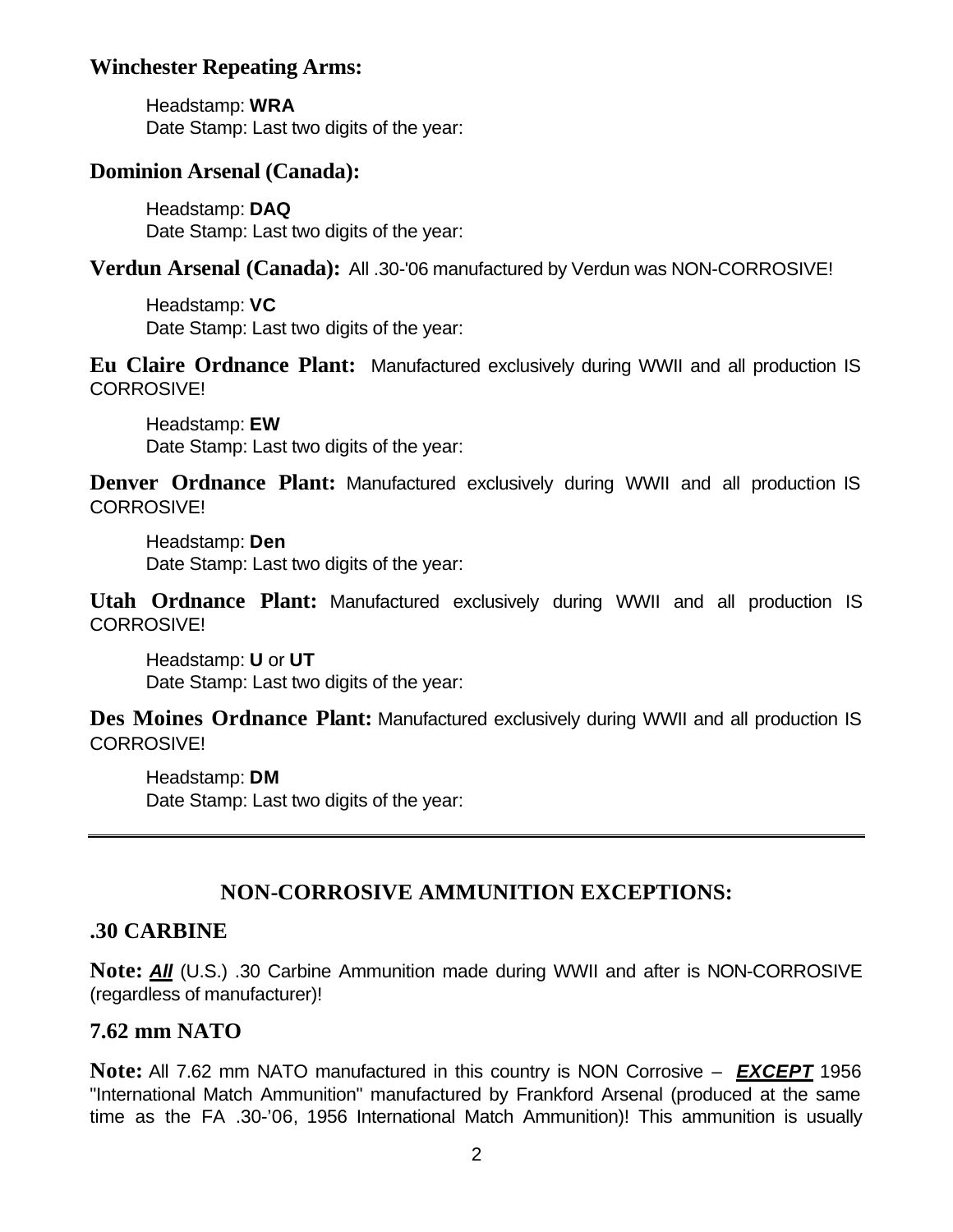### Winchester Repeating Arms:

Headstamp: **WRA**
Date Stamp: Last two digits of the year:

### Dominion Arsenal (Canada):

Headstamp: **DAQ**
Date Stamp: Last two digits of the year:

**Verdun Arsenal (Canada):** All .30-'06 manufactured by Verdun was NON-CORROSIVE!

Headstamp: **VC**
Date Stamp: Last two digits of the year:

**Eu Claire Ordnance Plant:** Manufactured exclusively during WWII and all production IS CORROSIVE!

Headstamp: **EW**
Date Stamp: Last two digits of the year:

**Denver Ordnance Plant:** Manufactured exclusively during WWII and all production IS CORROSIVE!

Headstamp: **Den**
Date Stamp: Last two digits of the year:

**Utah Ordnance Plant:** Manufactured exclusively during WWII and all production IS CORROSIVE!

Headstamp: **U** or **UT**
Date Stamp: Last two digits of the year:

**Des Moines Ordnance Plant:** Manufactured exclusively during WWII and all production IS CORROSIVE!

Headstamp: **DM**
Date Stamp: Last two digits of the year:

---

## NON-CORROSIVE AMMUNITION EXCEPTIONS:

### .30 CARBINE

**Note:** ***All*** (U.S.) .30 Carbine Ammunition made during WWII and after is NON-CORROSIVE (regardless of manufacturer)!

### 7.62 mm NATO

**Note:** All 7.62 mm NATO manufactured in this country is NON Corrosive – ***EXCEPT*** 1956 "International Match Ammunition" manufactured by Frankford Arsenal (produced at the same time as the FA .30-'06, 1956 International Match Ammunition)! This ammunition is usually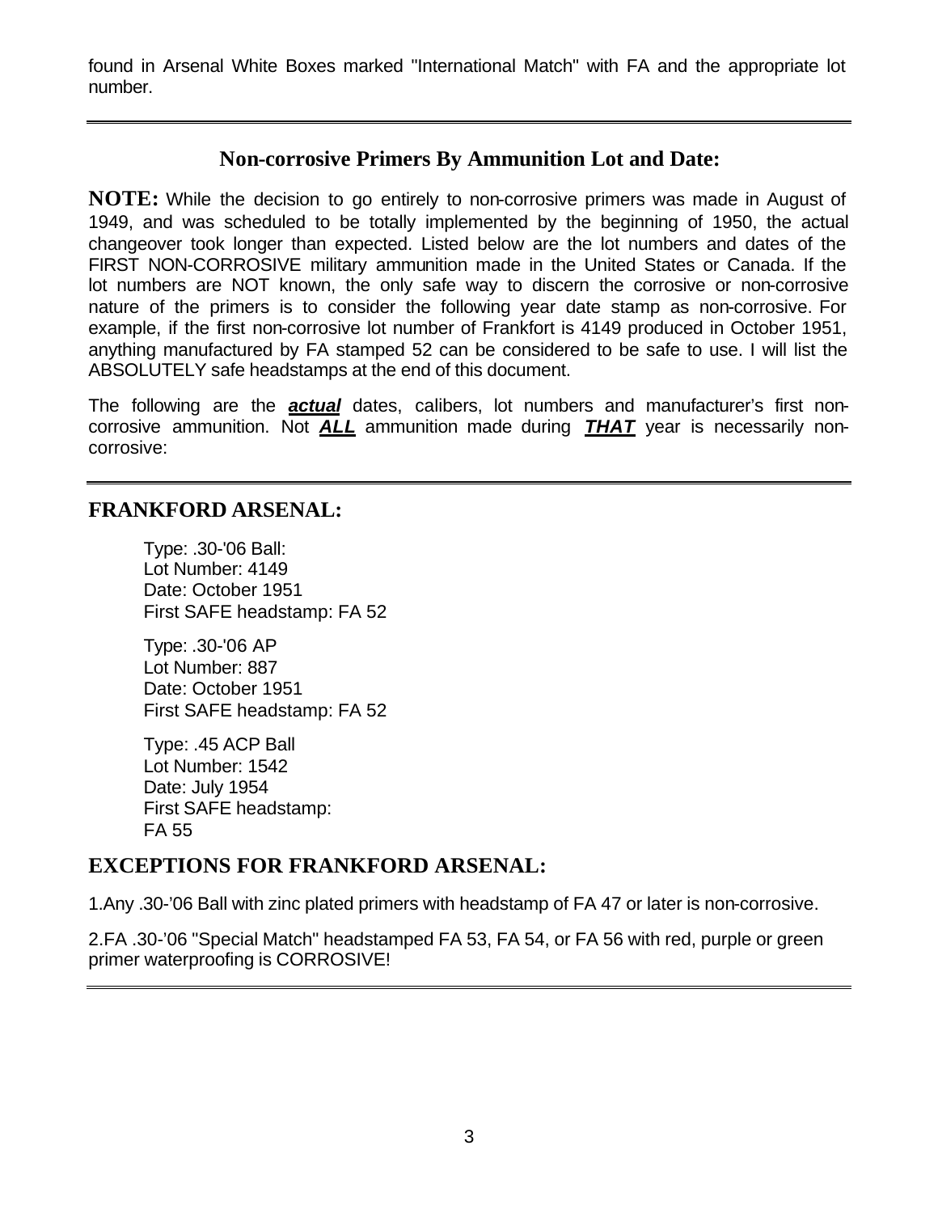found in Arsenal White Boxes marked "International Match" with FA and the appropriate lot number.

---

## Non-corrosive Primers By Ammunition Lot and Date:

**NOTE:** While the decision to go entirely to non-corrosive primers was made in August of 1949, and was scheduled to be totally implemented by the beginning of 1950, the actual changeover took longer than expected. Listed below are the lot numbers and dates of the FIRST NON-CORROSIVE military ammunition made in the United States or Canada. If the lot numbers are NOT known, the only safe way to discern the corrosive or non-corrosive nature of the primers is to consider the following year date stamp as non-corrosive. For example, if the first non-corrosive lot number of Frankfort is 4149 produced in October 1951, anything manufactured by FA stamped 52 can be considered to be safe to use. I will list the ABSOLUTELY safe headstamps at the end of this document.

The following are the ***actual*** dates, calibers, lot numbers and manufacturer's first non-corrosive ammunition. Not ***ALL*** ammunition made during ***THAT*** year is necessarily non-corrosive:

---

## FRANKFORD ARSENAL:

Type: .30-'06 Ball:
Lot Number: 4149
Date: October 1951
First SAFE headstamp: FA 52

Type: .30-'06 AP
Lot Number: 887
Date: October 1951
First SAFE headstamp: FA 52

Type: .45 ACP Ball
Lot Number: 1542
Date: July 1954
First SAFE headstamp:
FA 55

## EXCEPTIONS FOR FRANKFORD ARSENAL:

1.Any .30-'06 Ball with zinc plated primers with headstamp of FA 47 or later is non-corrosive.

2.FA .30-'06 "Special Match" headstamped FA 53, FA 54, or FA 56 with red, purple or green primer waterproofing is CORROSIVE!

---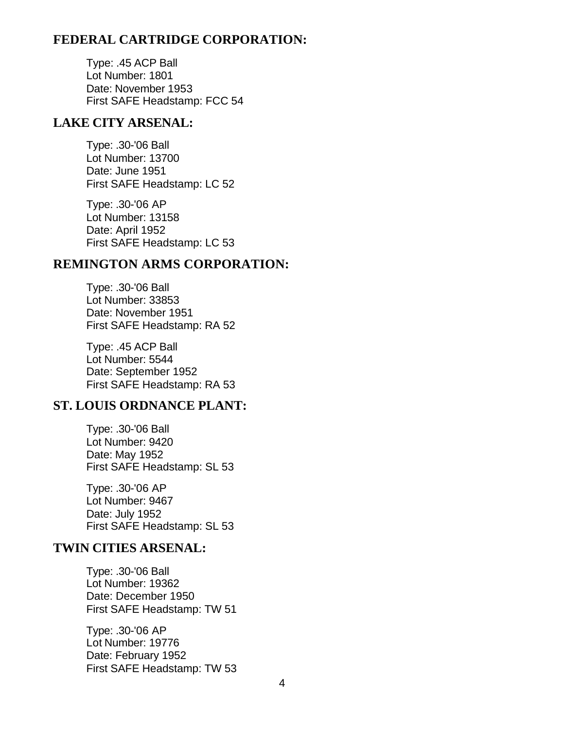## FEDERAL CARTRIDGE CORPORATION:

Type: .45 ACP Ball
Lot Number: 1801
Date: November 1953
First SAFE Headstamp: FCC 54

## LAKE CITY ARSENAL:

Type: .30-'06 Ball
Lot Number: 13700
Date: June 1951
First SAFE Headstamp: LC 52

Type: .30-'06 AP
Lot Number: 13158
Date: April 1952
First SAFE Headstamp: LC 53

## REMINGTON ARMS CORPORATION:

Type: .30-'06 Ball
Lot Number: 33853
Date: November 1951
First SAFE Headstamp: RA 52

Type: .45 ACP Ball
Lot Number: 5544
Date: September 1952
First SAFE Headstamp: RA 53

## ST. LOUIS ORDNANCE PLANT:

Type: .30-'06 Ball
Lot Number: 9420
Date: May 1952
First SAFE Headstamp: SL 53

Type: .30-'06 AP
Lot Number: 9467
Date: July 1952
First SAFE Headstamp: SL 53

## TWIN CITIES ARSENAL:

Type: .30-'06 Ball
Lot Number: 19362
Date: December 1950
First SAFE Headstamp: TW 51

Type: .30-'06 AP
Lot Number: 19776
Date: February 1952
First SAFE Headstamp: TW 53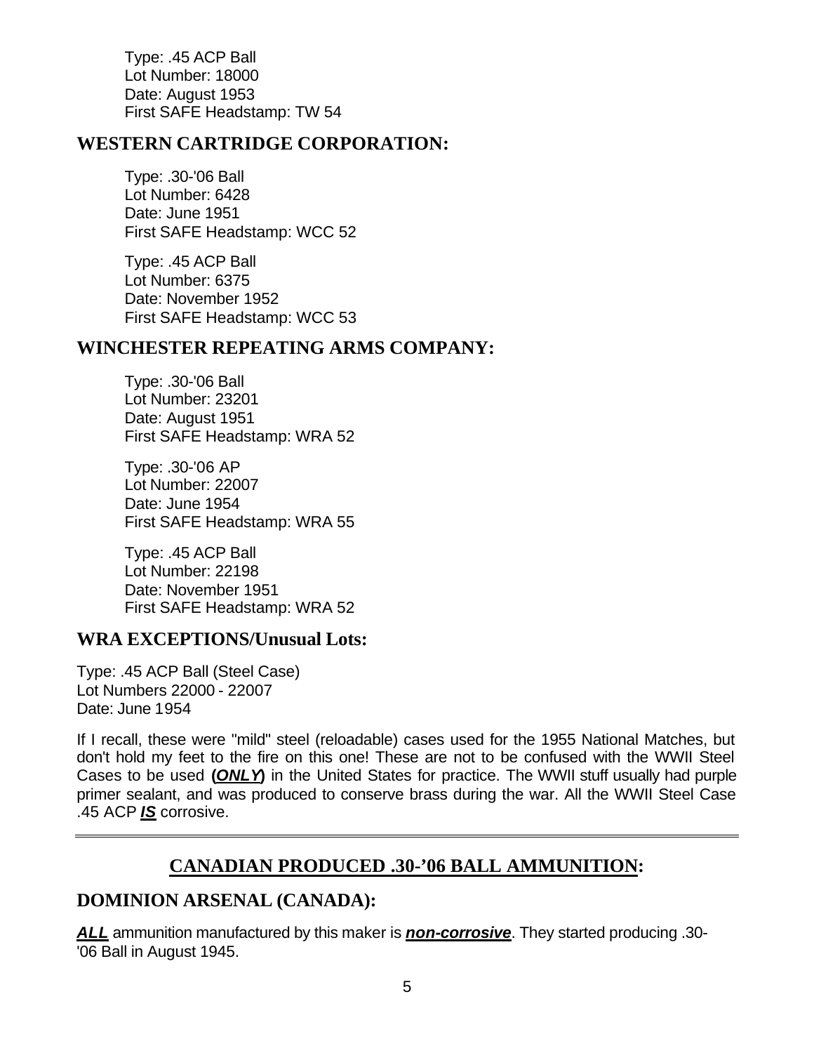Type: .45 ACP Ball
Lot Number: 18000
Date: August 1953
First SAFE Headstamp: TW 54

## WESTERN CARTRIDGE CORPORATION:

Type: .30-'06 Ball
Lot Number: 6428
Date: June 1951
First SAFE Headstamp: WCC 52

Type: .45 ACP Ball
Lot Number: 6375
Date: November 1952
First SAFE Headstamp: WCC 53

## WINCHESTER REPEATING ARMS COMPANY:

Type: .30-'06 Ball
Lot Number: 23201
Date: August 1951
First SAFE Headstamp: WRA 52

Type: .30-'06 AP
Lot Number: 22007
Date: June 1954
First SAFE Headstamp: WRA 55

Type: .45 ACP Ball
Lot Number: 22198
Date: November 1951
First SAFE Headstamp: WRA 52

## WRA EXCEPTIONS/Unusual Lots:

Type: .45 ACP Ball (Steel Case)
Lot Numbers 22000 - 22007
Date: June 1954

If I recall, these were "mild" steel (reloadable) cases used for the 1955 National Matches, but don't hold my feet to the fire on this one! These are not to be confused with the WWII Steel Cases to be used **(*ONLY*)** in the United States for practice. The WWII stuff usually had purple primer sealant, and was produced to conserve brass during the war. All the WWII Steel Case .45 ACP ***IS*** corrosive.

---

# CANADIAN PRODUCED .30-'06 BALL AMMUNITION:

## DOMINION ARSENAL (CANADA):

***ALL*** ammunition manufactured by this maker is ***non-corrosive***. They started producing .30-'06 Ball in August 1945.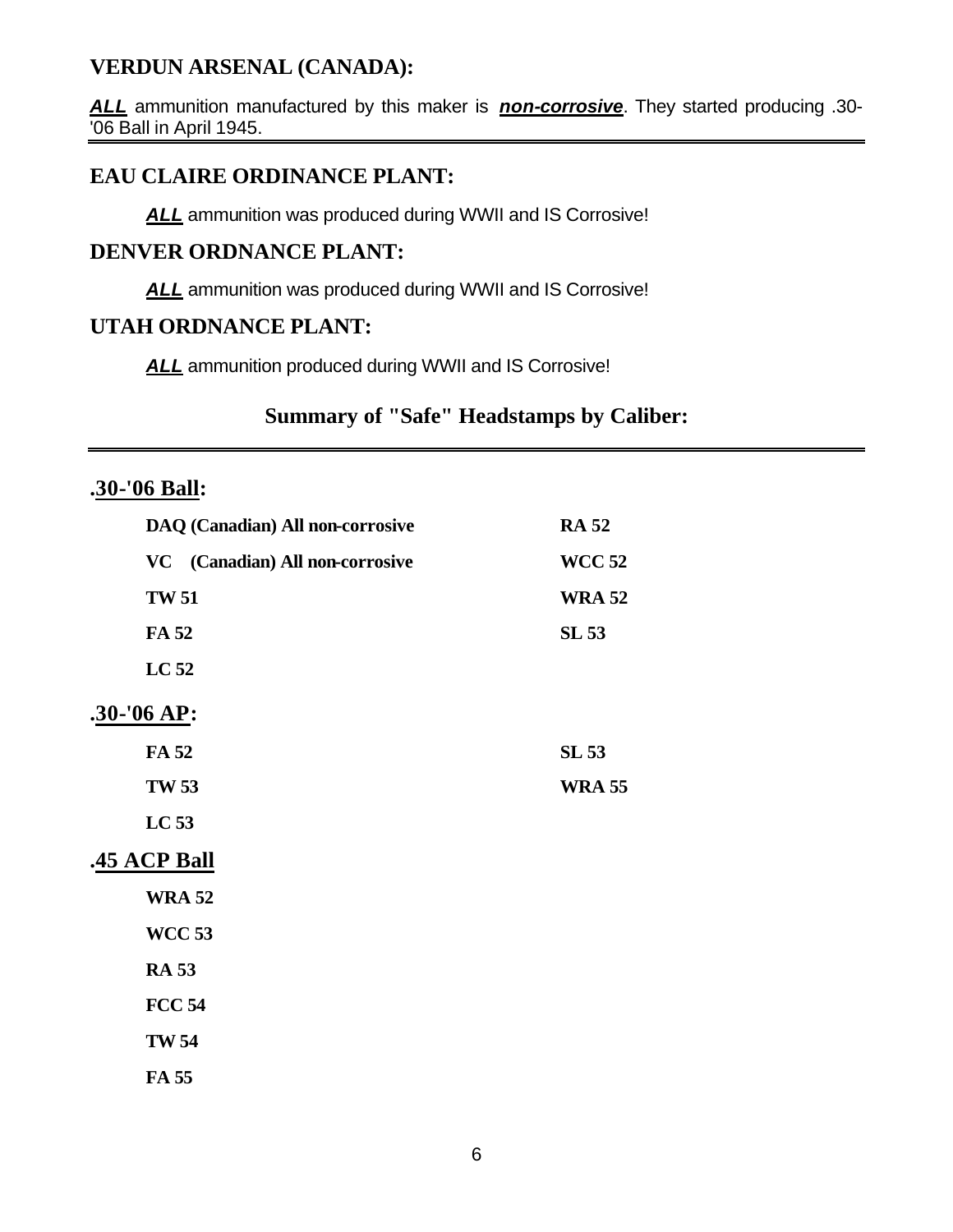## VERDUN ARSENAL (CANADA):

***ALL*** ammunition manufactured by this maker is ***non-corrosive***. They started producing .30-'06 Ball in April 1945.

## EAU CLAIRE ORDINANCE PLANT:

***ALL*** ammunition was produced during WWII and IS Corrosive!

## DENVER ORDNANCE PLANT:

***ALL*** ammunition was produced during WWII and IS Corrosive!

## UTAH ORDNANCE PLANT:

***ALL*** ammunition produced during WWII and IS Corrosive!

## Summary of "Safe" Headstamps by Caliber:

### .30-'06 Ball:

| | |
|---|---|
| **DAQ (Canadian) All non-corrosive** | **RA 52** |
| **VC (Canadian) All non-corrosive** | **WCC 52** |
| **TW 51** | **WRA 52** |
| **FA 52** | **SL 53** |
| **LC 52** | |

### .30-'06 AP:

| | |
|---|---|
| **FA 52** | **SL 53** |
| **TW 53** | **WRA 55** |
| **LC 53** | |

### .45 ACP Ball

**WRA 52**

**WCC 53**

**RA 53**

**FCC 54**

**TW 54**

**FA 55**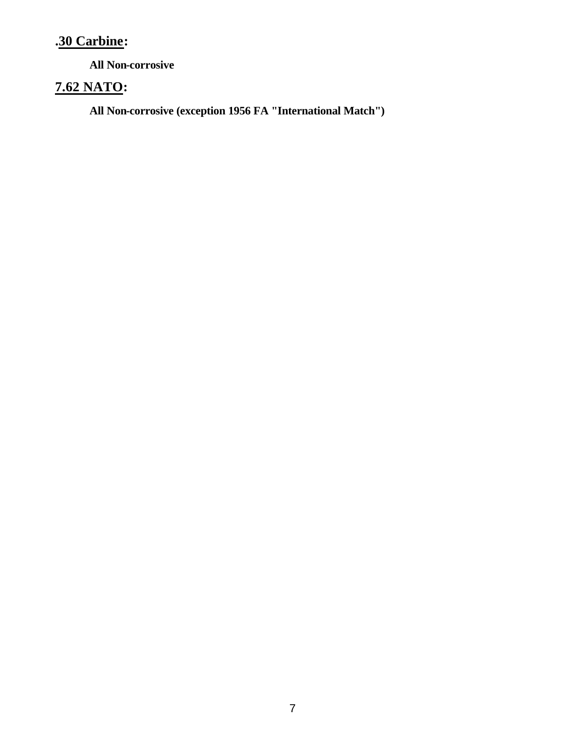## .30 Carbine:

**All Non-corrosive**

## 7.62 NATO:

**All Non-corrosive (exception 1956 FA "International Match")**